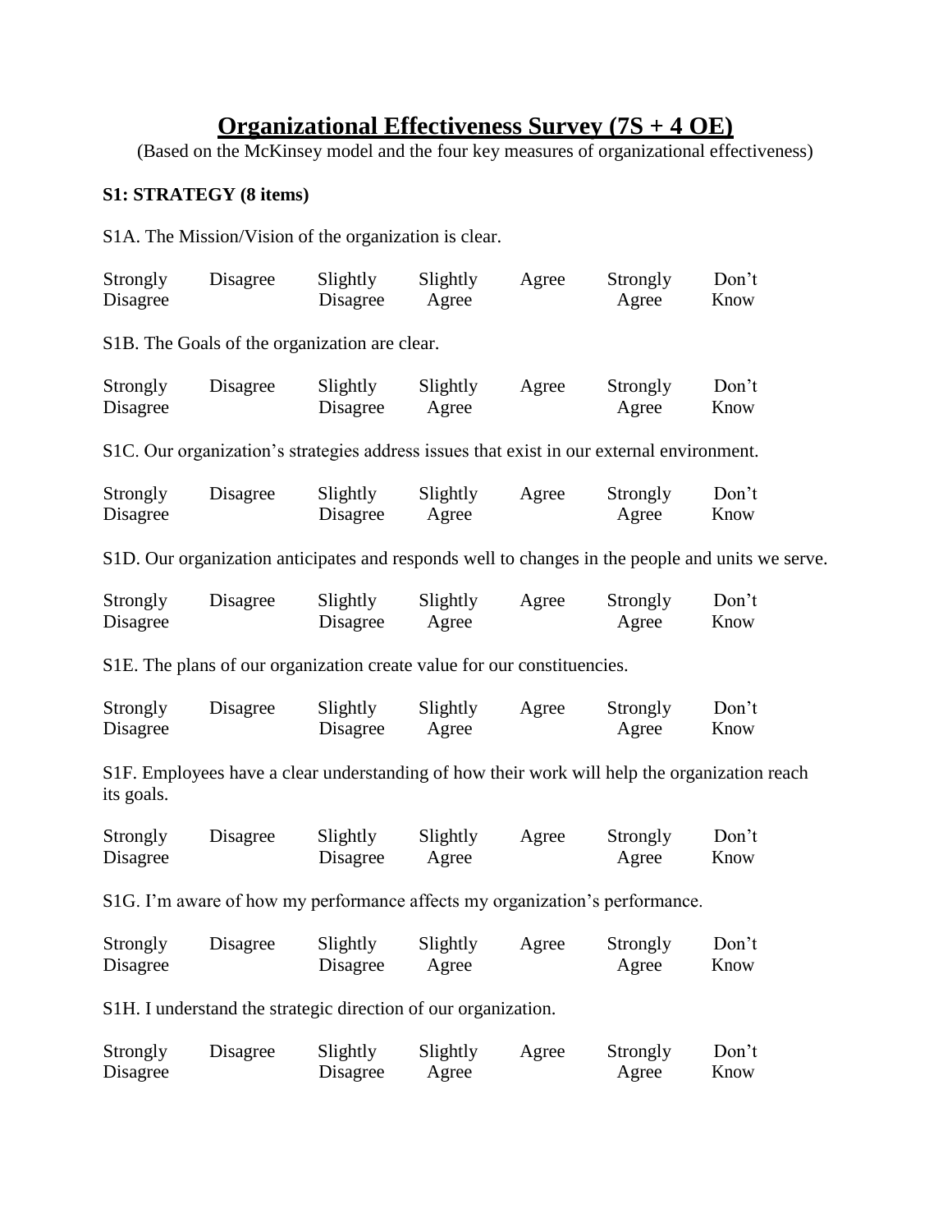# Organizational Effectiveness Survey (7S + 4 OE)

(Based on the McKinsey model and the four key measures of organizational effectiveness)

**S1: STRATEGY (8 items)**

S1A. The Mission/Vision of the organization is clear.

| Strongly Disagree | Disagree | Slightly Disagree | Slightly Agree | Agree | Strongly Agree | Don't Know |
|---|---|---|---|---|---|---|

S1B. The Goals of the organization are clear.

| Strongly Disagree | Disagree | Slightly Disagree | Slightly Agree | Agree | Strongly Agree | Don't Know |
|---|---|---|---|---|---|---|

S1C. Our organization's strategies address issues that exist in our external environment.

| Strongly Disagree | Disagree | Slightly Disagree | Slightly Agree | Agree | Strongly Agree | Don't Know |
|---|---|---|---|---|---|---|

S1D. Our organization anticipates and responds well to changes in the people and units we serve.

| Strongly Disagree | Disagree | Slightly Disagree | Slightly Agree | Agree | Strongly Agree | Don't Know |
|---|---|---|---|---|---|---|

S1E. The plans of our organization create value for our constituencies.

| Strongly Disagree | Disagree | Slightly Disagree | Slightly Agree | Agree | Strongly Agree | Don't Know |
|---|---|---|---|---|---|---|

S1F. Employees have a clear understanding of how their work will help the organization reach its goals.

| Strongly Disagree | Disagree | Slightly Disagree | Slightly Agree | Agree | Strongly Agree | Don't Know |
|---|---|---|---|---|---|---|

S1G. I'm aware of how my performance affects my organization's performance.

| Strongly Disagree | Disagree | Slightly Disagree | Slightly Agree | Agree | Strongly Agree | Don't Know |
|---|---|---|---|---|---|---|

S1H. I understand the strategic direction of our organization.

| Strongly Disagree | Disagree | Slightly Disagree | Slightly Agree | Agree | Strongly Agree | Don't Know |
|---|---|---|---|---|---|---|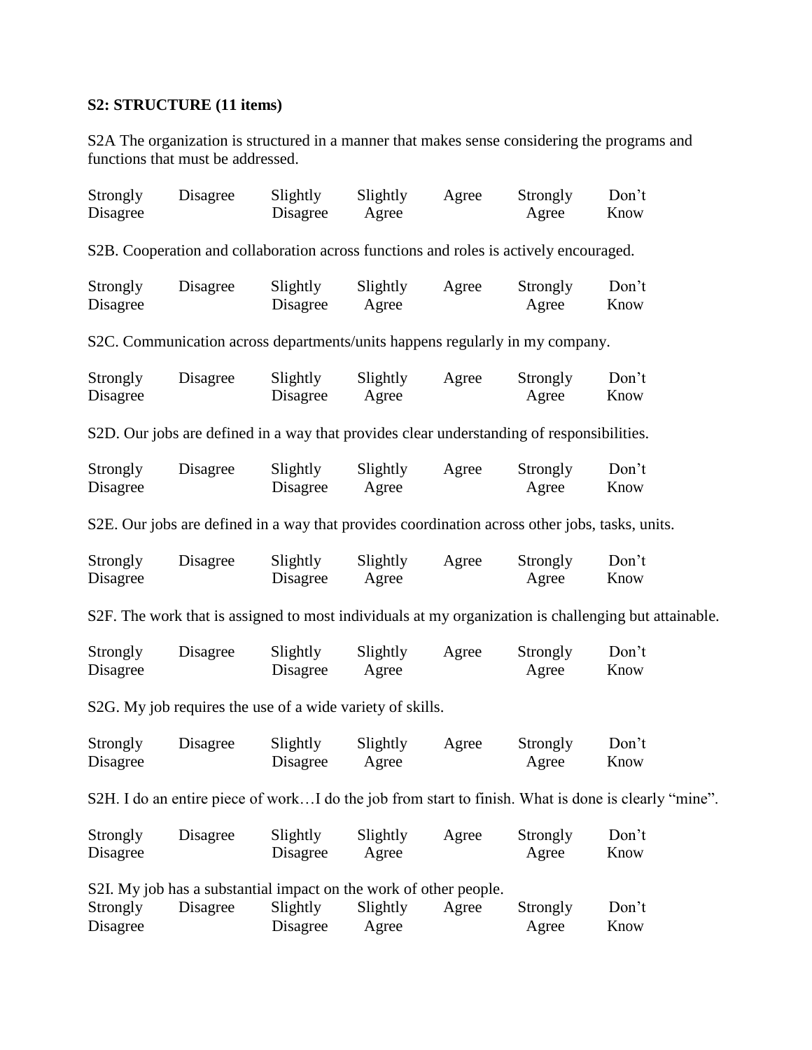**S2: STRUCTURE (11 items)**

S2A The organization is structured in a manner that makes sense considering the programs and functions that must be addressed.

| Strongly Disagree | Disagree | Slightly Disagree | Slightly Agree | Agree | Strongly Agree | Don't Know |
|---|---|---|---|---|---|---|

S2B. Cooperation and collaboration across functions and roles is actively encouraged.

| Strongly Disagree | Disagree | Slightly Disagree | Slightly Agree | Agree | Strongly Agree | Don't Know |
|---|---|---|---|---|---|---|

S2C. Communication across departments/units happens regularly in my company.

| Strongly Disagree | Disagree | Slightly Disagree | Slightly Agree | Agree | Strongly Agree | Don't Know |
|---|---|---|---|---|---|---|

S2D. Our jobs are defined in a way that provides clear understanding of responsibilities.

| Strongly Disagree | Disagree | Slightly Disagree | Slightly Agree | Agree | Strongly Agree | Don't Know |
|---|---|---|---|---|---|---|

S2E. Our jobs are defined in a way that provides coordination across other jobs, tasks, units.

| Strongly Disagree | Disagree | Slightly Disagree | Slightly Agree | Agree | Strongly Agree | Don't Know |
|---|---|---|---|---|---|---|

S2F. The work that is assigned to most individuals at my organization is challenging but attainable.

| Strongly Disagree | Disagree | Slightly Disagree | Slightly Agree | Agree | Strongly Agree | Don't Know |
|---|---|---|---|---|---|---|

S2G. My job requires the use of a wide variety of skills.

| Strongly Disagree | Disagree | Slightly Disagree | Slightly Agree | Agree | Strongly Agree | Don't Know |
|---|---|---|---|---|---|---|

S2H. I do an entire piece of work…I do the job from start to finish. What is done is clearly "mine".

| Strongly Disagree | Disagree | Slightly Disagree | Slightly Agree | Agree | Strongly Agree | Don't Know |
|---|---|---|---|---|---|---|

S2I. My job has a substantial impact on the work of other people.

| Strongly Disagree | Disagree | Slightly Disagree | Slightly Agree | Agree | Strongly Agree | Don't Know |
|---|---|---|---|---|---|---|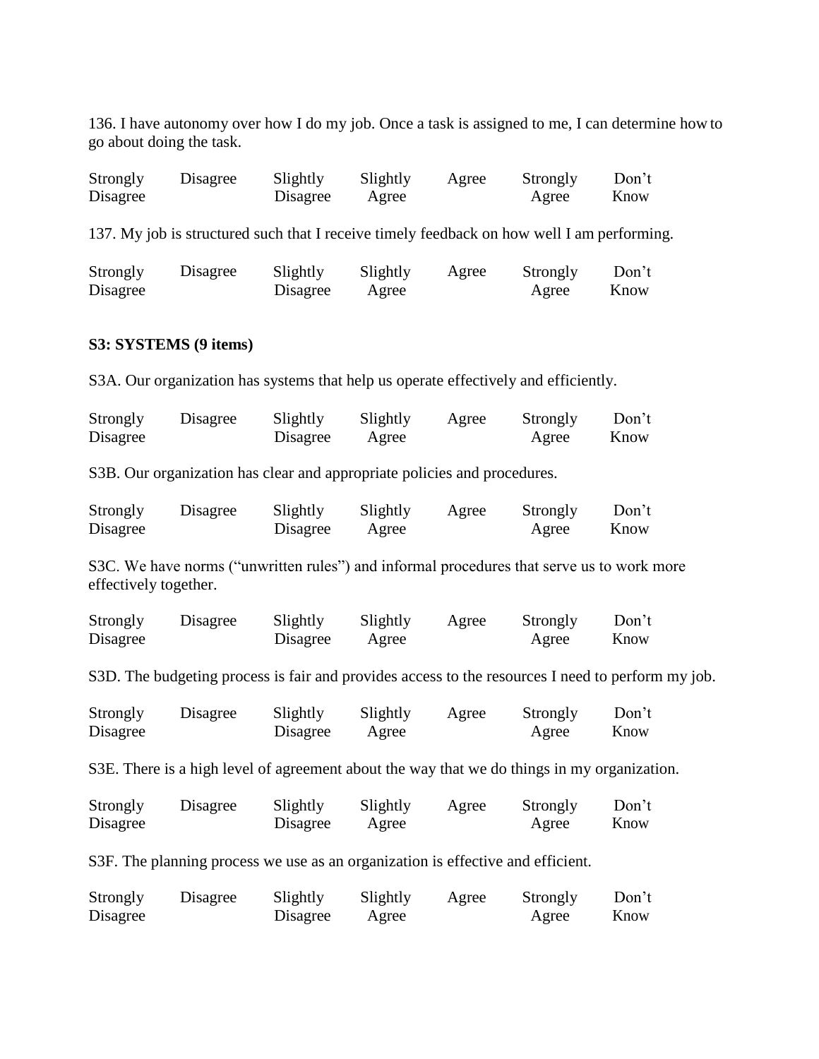136. I have autonomy over how I do my job. Once a task is assigned to me, I can determine how to go about doing the task.

| Strongly Disagree | Disagree | Slightly Disagree | Slightly Agree | Agree | Strongly Agree | Don't Know |
|---|---|---|---|---|---|---|

137. My job is structured such that I receive timely feedback on how well I am performing.

| Strongly Disagree | Disagree | Slightly Disagree | Slightly Agree | Agree | Strongly Agree | Don't Know |
|---|---|---|---|---|---|---|

**S3: SYSTEMS (9 items)**

S3A. Our organization has systems that help us operate effectively and efficiently.

| Strongly Disagree | Disagree | Slightly Disagree | Slightly Agree | Agree | Strongly Agree | Don't Know |
|---|---|---|---|---|---|---|

S3B. Our organization has clear and appropriate policies and procedures.

| Strongly Disagree | Disagree | Slightly Disagree | Slightly Agree | Agree | Strongly Agree | Don't Know |
|---|---|---|---|---|---|---|

S3C. We have norms ("unwritten rules") and informal procedures that serve us to work more effectively together.

| Strongly Disagree | Disagree | Slightly Disagree | Slightly Agree | Agree | Strongly Agree | Don't Know |
|---|---|---|---|---|---|---|

S3D. The budgeting process is fair and provides access to the resources I need to perform my job.

| Strongly Disagree | Disagree | Slightly Disagree | Slightly Agree | Agree | Strongly Agree | Don't Know |
|---|---|---|---|---|---|---|

S3E. There is a high level of agreement about the way that we do things in my organization.

| Strongly Disagree | Disagree | Slightly Disagree | Slightly Agree | Agree | Strongly Agree | Don't Know |
|---|---|---|---|---|---|---|

S3F. The planning process we use as an organization is effective and efficient.

| Strongly Disagree | Disagree | Slightly Disagree | Slightly Agree | Agree | Strongly Agree | Don't Know |
|---|---|---|---|---|---|---|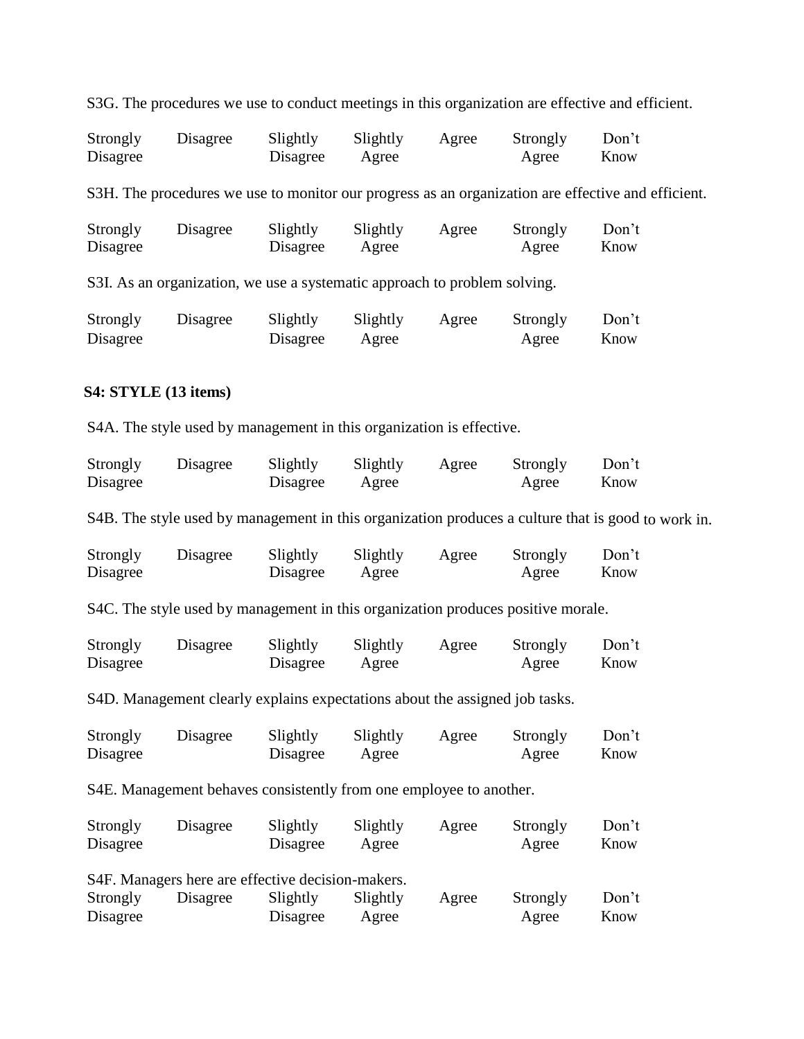S3G. The procedures we use to conduct meetings in this organization are effective and efficient.

| Strongly Disagree | Disagree | Slightly Disagree | Slightly Agree | Agree | Strongly Agree | Don't Know |
|---|---|---|---|---|---|---|

S3H. The procedures we use to monitor our progress as an organization are effective and efficient.

| Strongly Disagree | Disagree | Slightly Disagree | Slightly Agree | Agree | Strongly Agree | Don't Know |
|---|---|---|---|---|---|---|

S3I. As an organization, we use a systematic approach to problem solving.

| Strongly Disagree | Disagree | Slightly Disagree | Slightly Agree | Agree | Strongly Agree | Don't Know |
|---|---|---|---|---|---|---|

**S4: STYLE (13 items)**

S4A. The style used by management in this organization is effective.

| Strongly Disagree | Disagree | Slightly Disagree | Slightly Agree | Agree | Strongly Agree | Don't Know |
|---|---|---|---|---|---|---|

S4B. The style used by management in this organization produces a culture that is good to work in.

| Strongly Disagree | Disagree | Slightly Disagree | Slightly Agree | Agree | Strongly Agree | Don't Know |
|---|---|---|---|---|---|---|

S4C. The style used by management in this organization produces positive morale.

| Strongly Disagree | Disagree | Slightly Disagree | Slightly Agree | Agree | Strongly Agree | Don't Know |
|---|---|---|---|---|---|---|

S4D. Management clearly explains expectations about the assigned job tasks.

| Strongly Disagree | Disagree | Slightly Disagree | Slightly Agree | Agree | Strongly Agree | Don't Know |
|---|---|---|---|---|---|---|

S4E. Management behaves consistently from one employee to another.

| Strongly Disagree | Disagree | Slightly Disagree | Slightly Agree | Agree | Strongly Agree | Don't Know |
|---|---|---|---|---|---|---|

S4F. Managers here are effective decision-makers.

| Strongly Disagree | Disagree | Slightly Disagree | Slightly Agree | Agree | Strongly Agree | Don't Know |
|---|---|---|---|---|---|---|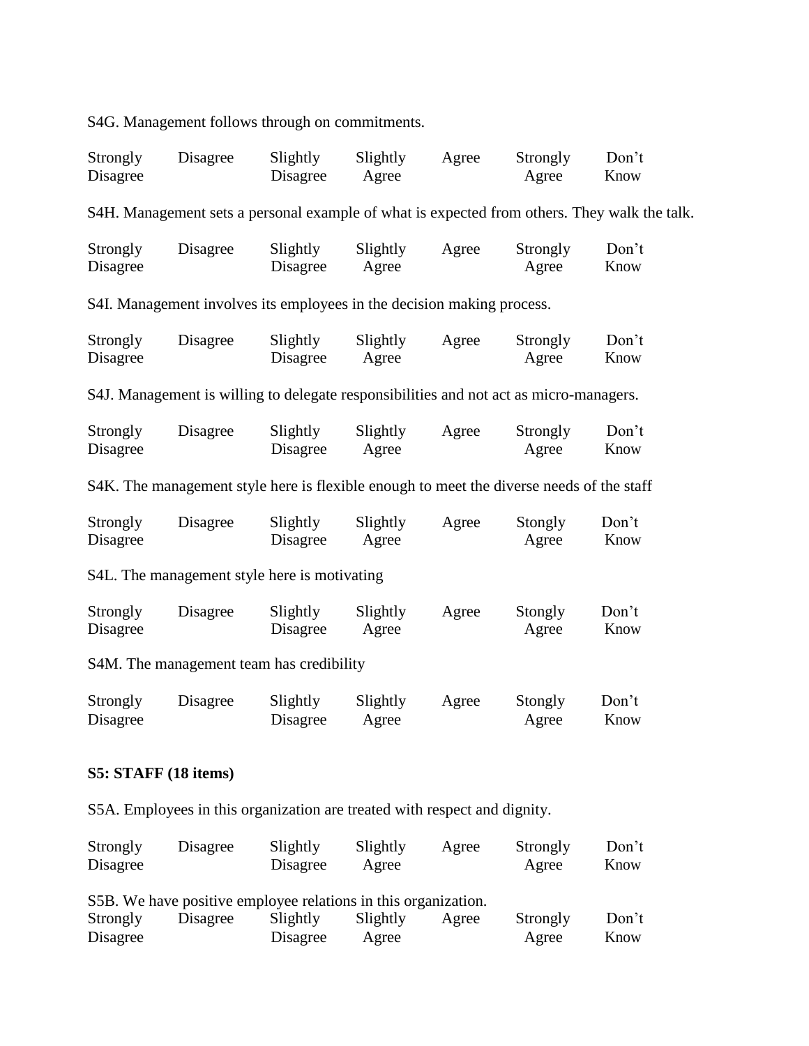S4G. Management follows through on commitments.

| Strongly Disagree | Disagree | Slightly Disagree | Slightly Agree | Agree | Strongly Agree | Don't Know |
|---|---|---|---|---|---|---|

S4H. Management sets a personal example of what is expected from others. They walk the talk.

| Strongly Disagree | Disagree | Slightly Disagree | Slightly Agree | Agree | Strongly Agree | Don't Know |
|---|---|---|---|---|---|---|

S4I. Management involves its employees in the decision making process.

| Strongly Disagree | Disagree | Slightly Disagree | Slightly Agree | Agree | Strongly Agree | Don't Know |
|---|---|---|---|---|---|---|

S4J. Management is willing to delegate responsibilities and not act as micro-managers.

| Strongly Disagree | Disagree | Slightly Disagree | Slightly Agree | Agree | Strongly Agree | Don't Know |
|---|---|---|---|---|---|---|

S4K. The management style here is flexible enough to meet the diverse needs of the staff

| Strongly Disagree | Disagree | Slightly Disagree | Slightly Agree | Agree | Stongly Agree | Don't Know |
|---|---|---|---|---|---|---|

S4L. The management style here is motivating

| Strongly Disagree | Disagree | Slightly Disagree | Slightly Agree | Agree | Stongly Agree | Don't Know |
|---|---|---|---|---|---|---|

S4M. The management team has credibility

| Strongly Disagree | Disagree | Slightly Disagree | Slightly Agree | Agree | Stongly Agree | Don't Know |
|---|---|---|---|---|---|---|

**S5: STAFF (18 items)**

S5A. Employees in this organization are treated with respect and dignity.

| Strongly Disagree | Disagree | Slightly Disagree | Slightly Agree | Agree | Strongly Agree | Don't Know |
|---|---|---|---|---|---|---|

S5B. We have positive employee relations in this organization.

| Strongly Disagree | Disagree | Slightly Disagree | Slightly Agree | Agree | Strongly Agree | Don't Know |
|---|---|---|---|---|---|---|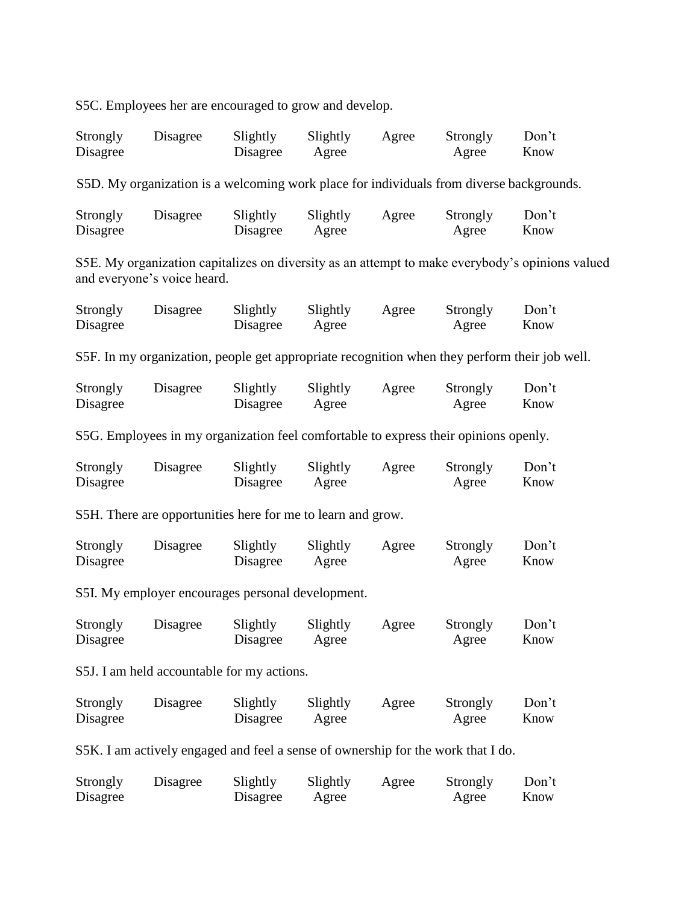S5C. Employees her are encouraged to grow and develop.

| Strongly Disagree | Disagree | Slightly Disagree | Slightly Agree | Agree | Strongly Agree | Don't Know |
|---|---|---|---|---|---|---|

S5D. My organization is a welcoming work place for individuals from diverse backgrounds.

| Strongly Disagree | Disagree | Slightly Disagree | Slightly Agree | Agree | Strongly Agree | Don't Know |
|---|---|---|---|---|---|---|

S5E. My organization capitalizes on diversity as an attempt to make everybody's opinions valued and everyone's voice heard.

| Strongly Disagree | Disagree | Slightly Disagree | Slightly Agree | Agree | Strongly Agree | Don't Know |
|---|---|---|---|---|---|---|

S5F. In my organization, people get appropriate recognition when they perform their job well.

| Strongly Disagree | Disagree | Slightly Disagree | Slightly Agree | Agree | Strongly Agree | Don't Know |
|---|---|---|---|---|---|---|

S5G. Employees in my organization feel comfortable to express their opinions openly.

| Strongly Disagree | Disagree | Slightly Disagree | Slightly Agree | Agree | Strongly Agree | Don't Know |
|---|---|---|---|---|---|---|

S5H. There are opportunities here for me to learn and grow.

| Strongly Disagree | Disagree | Slightly Disagree | Slightly Agree | Agree | Strongly Agree | Don't Know |
|---|---|---|---|---|---|---|

S5I. My employer encourages personal development.

| Strongly Disagree | Disagree | Slightly Disagree | Slightly Agree | Agree | Strongly Agree | Don't Know |
|---|---|---|---|---|---|---|

S5J. I am held accountable for my actions.

| Strongly Disagree | Disagree | Slightly Disagree | Slightly Agree | Agree | Strongly Agree | Don't Know |
|---|---|---|---|---|---|---|

S5K. I am actively engaged and feel a sense of ownership for the work that I do.

| Strongly Disagree | Disagree | Slightly Disagree | Slightly Agree | Agree | Strongly Agree | Don't Know |
|---|---|---|---|---|---|---|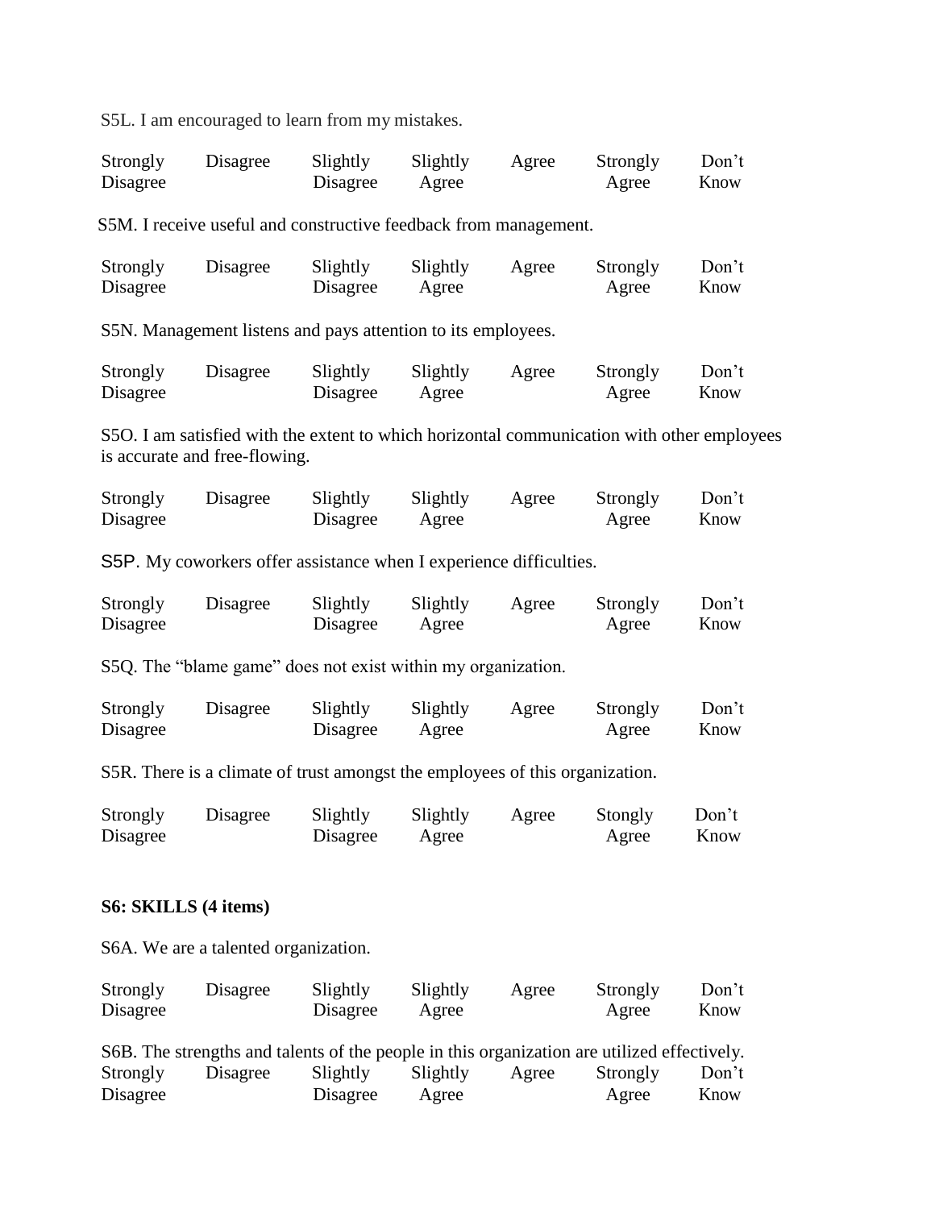S5L. I am encouraged to learn from my mistakes.

| Strongly Disagree | Disagree | Slightly Disagree | Slightly Agree | Agree | Strongly Agree | Don't Know |
|---|---|---|---|---|---|---|

S5M. I receive useful and constructive feedback from management.

| Strongly Disagree | Disagree | Slightly Disagree | Slightly Agree | Agree | Strongly Agree | Don't Know |
|---|---|---|---|---|---|---|

S5N. Management listens and pays attention to its employees.

| Strongly Disagree | Disagree | Slightly Disagree | Slightly Agree | Agree | Strongly Agree | Don't Know |
|---|---|---|---|---|---|---|

S5O. I am satisfied with the extent to which horizontal communication with other employees is accurate and free-flowing.

| Strongly Disagree | Disagree | Slightly Disagree | Slightly Agree | Agree | Strongly Agree | Don't Know |
|---|---|---|---|---|---|---|

S5P. My coworkers offer assistance when I experience difficulties.

| Strongly Disagree | Disagree | Slightly Disagree | Slightly Agree | Agree | Strongly Agree | Don't Know |
|---|---|---|---|---|---|---|

S5Q. The "blame game" does not exist within my organization.

| Strongly Disagree | Disagree | Slightly Disagree | Slightly Agree | Agree | Strongly Agree | Don't Know |
|---|---|---|---|---|---|---|

S5R. There is a climate of trust amongst the employees of this organization.

| Strongly Disagree | Disagree | Slightly Disagree | Slightly Agree | Agree | Stongly Agree | Don't Know |
|---|---|---|---|---|---|---|

**S6: SKILLS (4 items)**

S6A. We are a talented organization.

| Strongly Disagree | Disagree | Slightly Disagree | Slightly Agree | Agree | Strongly Agree | Don't Know |
|---|---|---|---|---|---|---|

S6B. The strengths and talents of the people in this organization are utilized effectively.

| Strongly Disagree | Disagree | Slightly Disagree | Slightly Agree | Agree | Strongly Agree | Don't Know |
|---|---|---|---|---|---|---|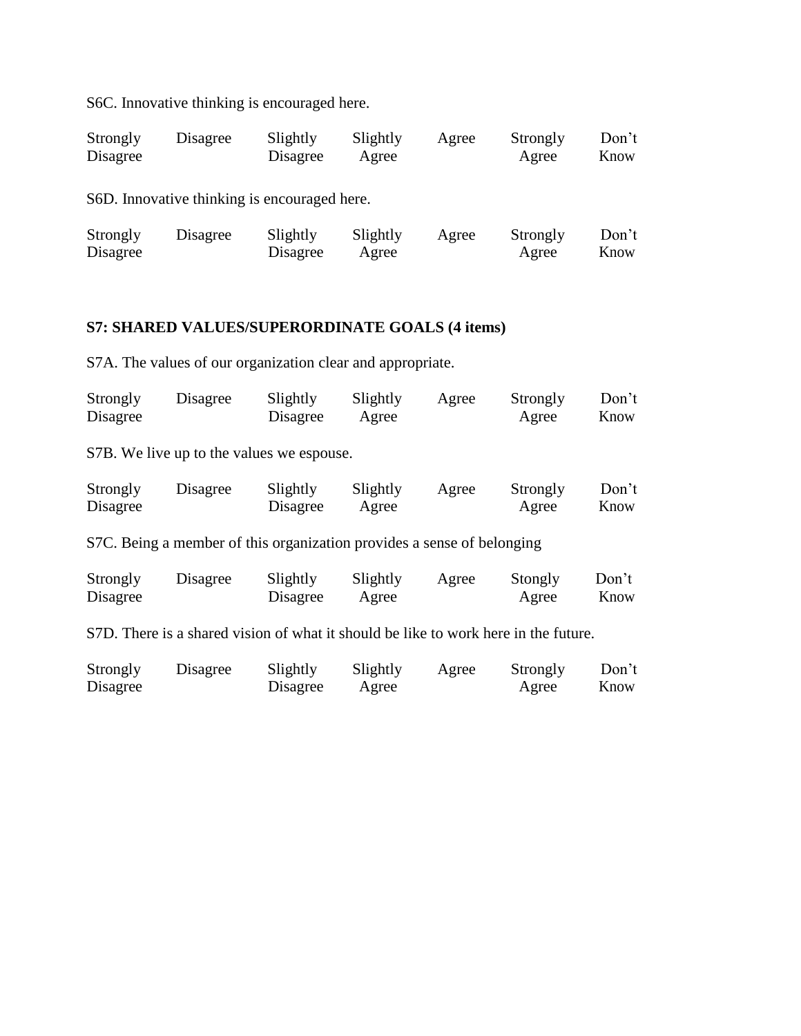S6C. Innovative thinking is encouraged here.

| Strongly Disagree | Disagree | Slightly Disagree | Slightly Agree | Agree | Strongly Agree | Don't Know |
|---|---|---|---|---|---|---|

S6D. Innovative thinking is encouraged here.

| Strongly Disagree | Disagree | Slightly Disagree | Slightly Agree | Agree | Strongly Agree | Don't Know |
|---|---|---|---|---|---|---|

**S7: SHARED VALUES/SUPERORDINATE GOALS (4 items)**

S7A. The values of our organization clear and appropriate.

| Strongly Disagree | Disagree | Slightly Disagree | Slightly Agree | Agree | Strongly Agree | Don't Know |
|---|---|---|---|---|---|---|

S7B. We live up to the values we espouse.

| Strongly Disagree | Disagree | Slightly Disagree | Slightly Agree | Agree | Strongly Agree | Don't Know |
|---|---|---|---|---|---|---|

S7C. Being a member of this organization provides a sense of belonging

| Strongly Disagree | Disagree | Slightly Disagree | Slightly Agree | Agree | Stongly Agree | Don't Know |
|---|---|---|---|---|---|---|

S7D. There is a shared vision of what it should be like to work here in the future.

| Strongly Disagree | Disagree | Slightly Disagree | Slightly Agree | Agree | Strongly Agree | Don't Know |
|---|---|---|---|---|---|---|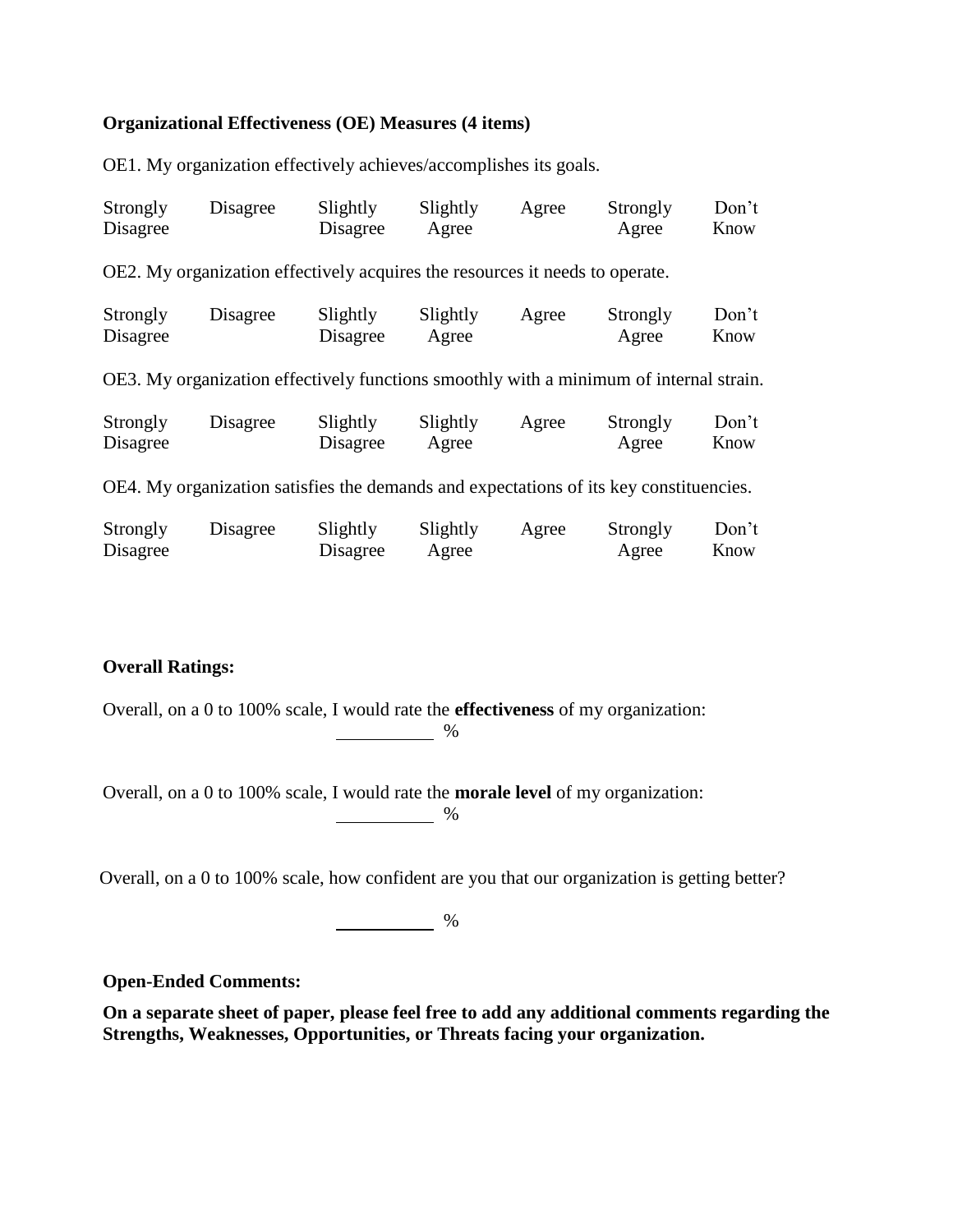**Organizational Effectiveness (OE) Measures (4 items)**

OE1. My organization effectively achieves/accomplishes its goals.

| Strongly Disagree | Disagree | Slightly Disagree | Slightly Agree | Agree | Strongly Agree | Don't Know |
|---|---|---|---|---|---|---|

OE2. My organization effectively acquires the resources it needs to operate.

| Strongly Disagree | Disagree | Slightly Disagree | Slightly Agree | Agree | Strongly Agree | Don't Know |
|---|---|---|---|---|---|---|

OE3. My organization effectively functions smoothly with a minimum of internal strain.

| Strongly Disagree | Disagree | Slightly Disagree | Slightly Agree | Agree | Strongly Agree | Don't Know |
|---|---|---|---|---|---|---|

OE4. My organization satisfies the demands and expectations of its key constituencies.

| Strongly Disagree | Disagree | Slightly Disagree | Slightly Agree | Agree | Strongly Agree | Don't Know |
|---|---|---|---|---|---|---|

**Overall Ratings:**

Overall, on a 0 to 100% scale, I would rate the **effectiveness** of my organization:

__________ %

Overall, on a 0 to 100% scale, I would rate the **morale level** of my organization:

__________ %

Overall, on a 0 to 100% scale, how confident are you that our organization is getting better?

__________ %

**Open-Ended Comments:**

**On a separate sheet of paper, please feel free to add any additional comments regarding the Strengths, Weaknesses, Opportunities, or Threats facing your organization.**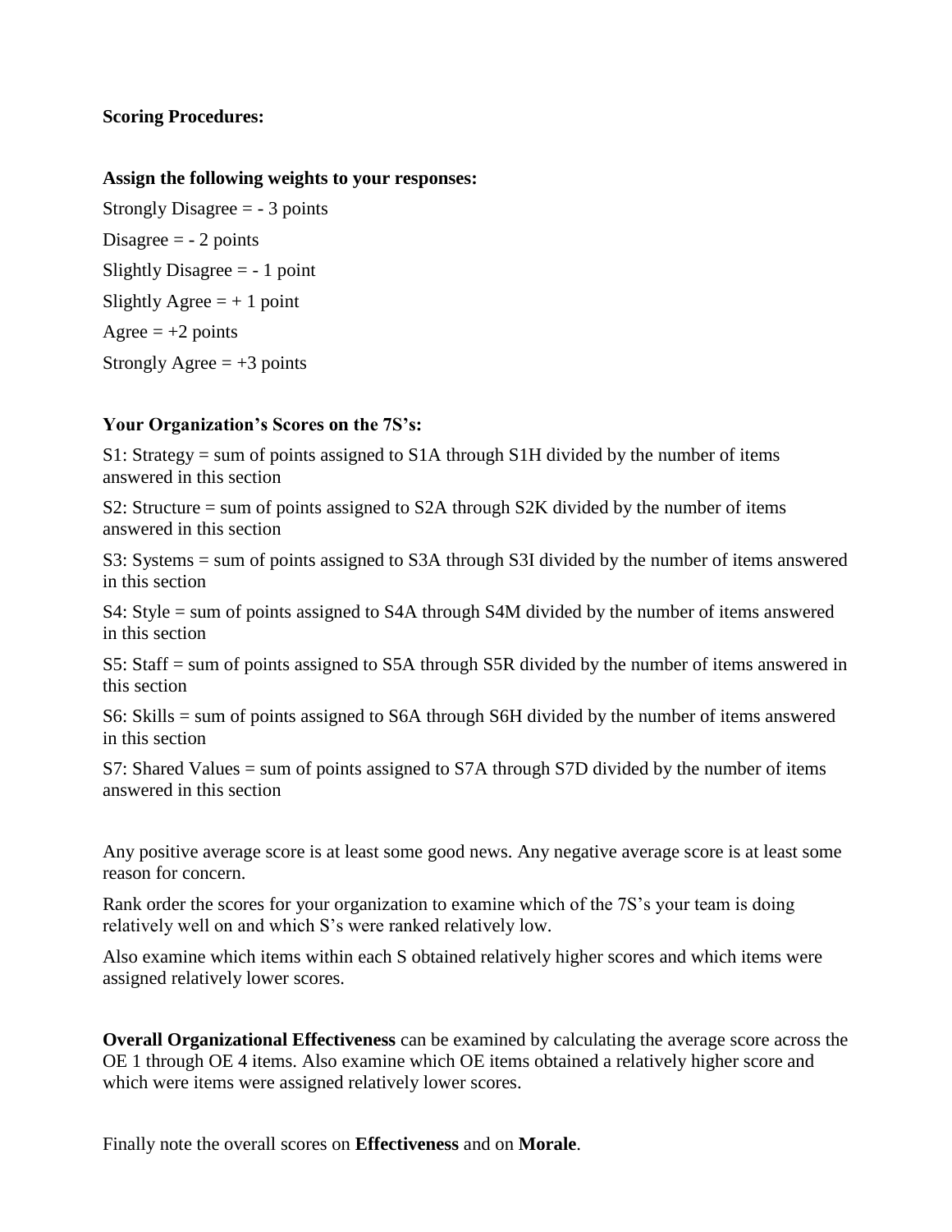**Scoring Procedures:**

**Assign the following weights to your responses:**

Strongly Disagree = - 3 points

Disagree = - 2 points

Slightly Disagree = - 1 point

Slightly Agree = + 1 point

Agree = +2 points

Strongly Agree = +3 points

**Your Organization's Scores on the 7S's:**

S1: Strategy = sum of points assigned to S1A through S1H divided by the number of items answered in this section

S2: Structure = sum of points assigned to S2A through S2K divided by the number of items answered in this section

S3: Systems = sum of points assigned to S3A through S3I divided by the number of items answered in this section

S4: Style = sum of points assigned to S4A through S4M divided by the number of items answered in this section

S5: Staff = sum of points assigned to S5A through S5R divided by the number of items answered in this section

S6: Skills = sum of points assigned to S6A through S6H divided by the number of items answered in this section

S7: Shared Values = sum of points assigned to S7A through S7D divided by the number of items answered in this section

Any positive average score is at least some good news. Any negative average score is at least some reason for concern.

Rank order the scores for your organization to examine which of the 7S's your team is doing relatively well on and which S's were ranked relatively low.

Also examine which items within each S obtained relatively higher scores and which items were assigned relatively lower scores.

**Overall Organizational Effectiveness** can be examined by calculating the average score across the OE 1 through OE 4 items. Also examine which OE items obtained a relatively higher score and which were items were assigned relatively lower scores.

Finally note the overall scores on **Effectiveness** and on **Morale**.